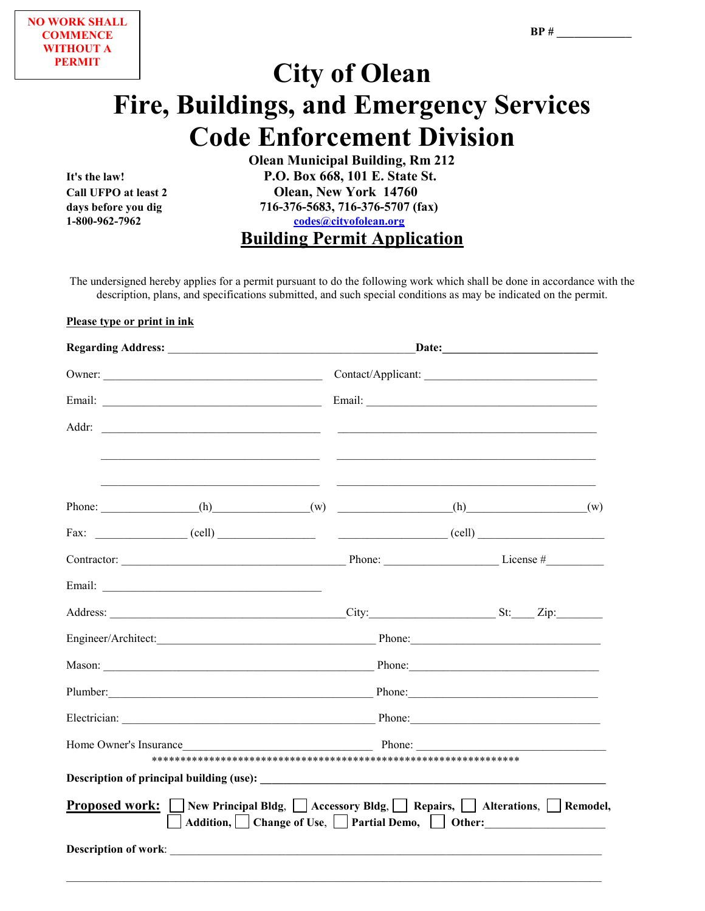**NO WORK SHALL COMMENCE WITHOUT A PERMIT**

**BP # ____________**

# City of Olean
# Fire, Buildings, and Emergency Services
# Code Enforcement Division

**Olean Municipal Building, Rm 212**
**P.O. Box 668, 101 E. State St.**
**Olean, New York 14760**
**716-376-5683, 716-376-5707 (fax)**
**codes@cityofolean.org**

**It's the law!**
**Call UFPO at least 2 days before you dig**
**1-800-962-7962**

## Building Permit Application

The undersigned hereby applies for a permit pursuant to do the following work which shall be done in accordance with the description, plans, and specifications submitted, and such special conditions as may be indicated on the permit.

**Please type or print in ink**

**Regarding Address:** ________________________________________ **Date:** __________________________

Owner: ____________________________________ Contact/Applicant: ______________________________

Email: ____________________________________ Email: ________________________________________

Addr: ____________________________________ ________________________________________

____________________________________ ________________________________________

____________________________________ ________________________________________

Phone: _______________(h)_______________(w) __________________(h)____________________(w)

Fax: _______________ (cell) ________________ _________________ (cell) _____________________

Contractor: ____________________________________ Phone: __________________ License #_________

Email: ____________________________________

Address: ______________________________________City:____________________ St:____ Zip:________

Engineer/Architect:____________________________________ Phone:________________________________

Mason: ______________________________________________ Phone:________________________________

Plumber:_____________________________________________ Phone:________________________________

Electrician: __________________________________________ Phone:________________________________

Home Owner's Insurance_________________________________ Phone: ________________________________

*****************************************************************

**Description of principal building (use):** ____________________________________________________

**Proposed work:** ☐ **New Principal Bldg,** ☐ **Accessory Bldg,** ☐ **Repairs,** ☐ **Alterations,** ☐ **Remodel,** ☐ **Addition,** ☐ **Change of Use,** ☐ **Partial Demo,** ☐ **Other:**____________________

**Description of work**: __________________________________________________________________________

__________________________________________________________________________________________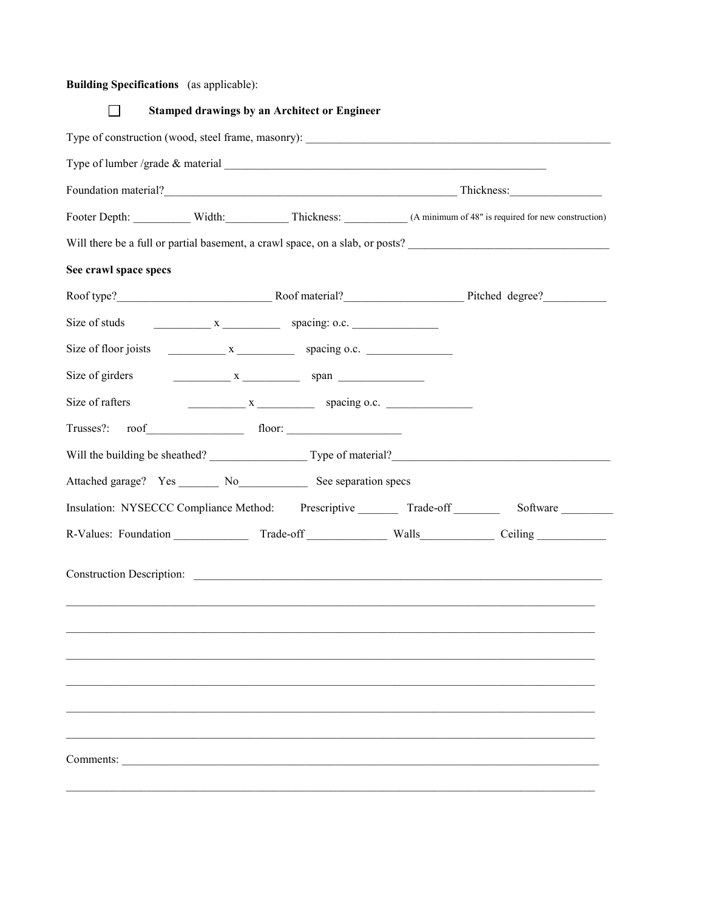**Building Specifications** (as applicable):

☐ **Stamped drawings by an Architect or Engineer**

Type of construction (wood, steel frame, masonry): ______________________________________________________

Type of lumber /grade & material __________________________________________________________

Foundation material?____________________________________________________ Thickness:________________

Footer Depth: __________ Width:___________ Thickness: ___________ (A minimum of 48" is required for new construction)

Will there be a full or partial basement, a crawl space, on a slab, or posts? __________________________________

**See crawl space specs**

Roof type?___________________________ Roof material?____________________ Pitched degree?___________

Size of studs __________ x __________ spacing: o.c. _______________

Size of floor joists __________ x __________ spacing o.c. _______________

Size of girders __________ x __________ span _______________

Size of rafters __________ x __________ spacing o.c. _______________

Trusses?: roof_________________ floor: ____________________

Will the building be sheathed? _________________ Type of material?______________________________________

Attached garage? Yes _______ No____________ See separation specs

Insulation: NYSECCC Compliance Method: Prescriptive _______ Trade-off ________ Software _________

R-Values: Foundation _____________ Trade-off ______________ Walls_____________ Ceiling ____________

Construction Description: __________________________________________________________________________

____________________________________________________________________________________________

____________________________________________________________________________________________

____________________________________________________________________________________________

____________________________________________________________________________________________

____________________________________________________________________________________________

____________________________________________________________________________________________

Comments: ____________________________________________________________________________________

____________________________________________________________________________________________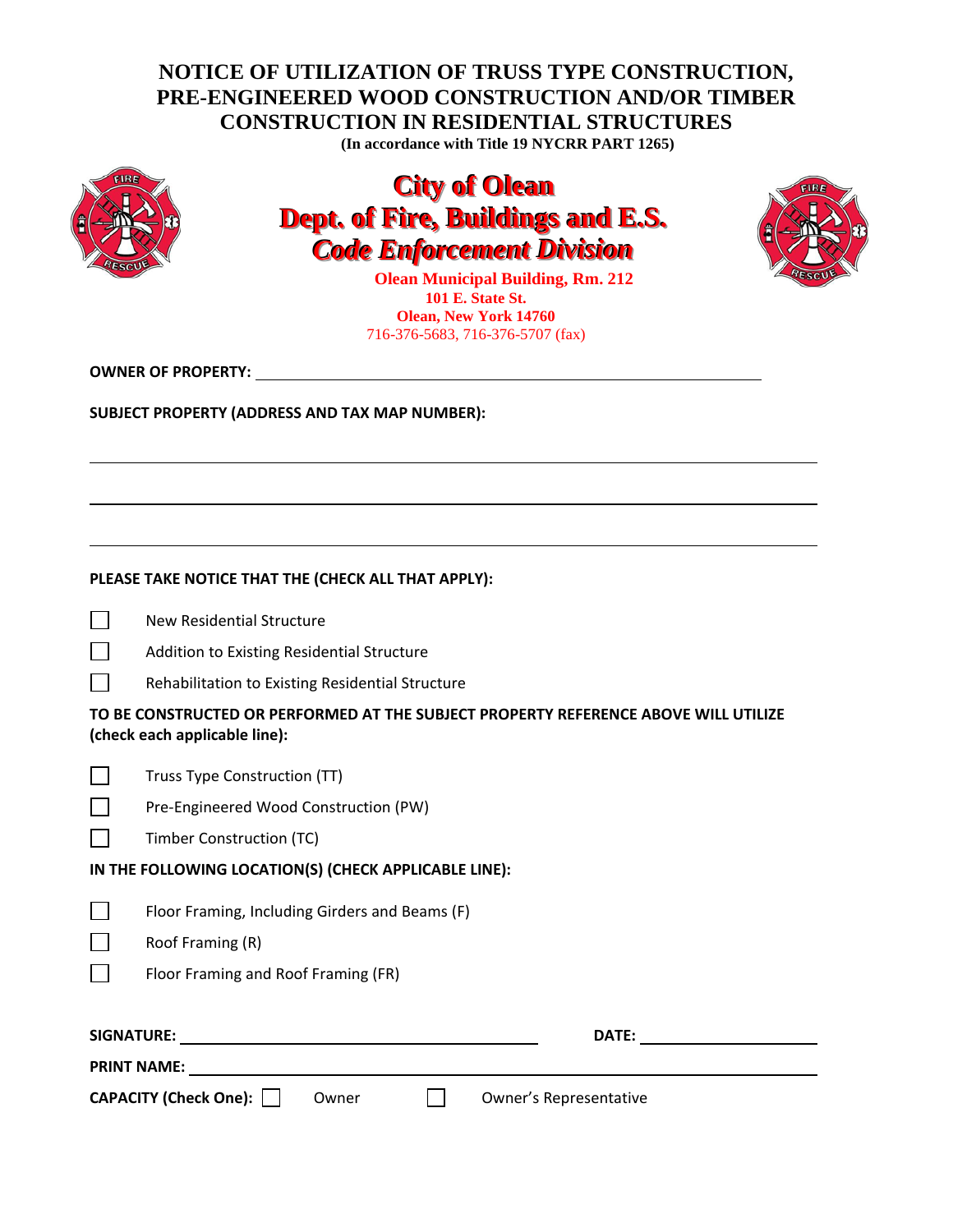# NOTICE OF UTILIZATION OF TRUSS TYPE CONSTRUCTION, PRE-ENGINEERED WOOD CONSTRUCTION AND/OR TIMBER CONSTRUCTION IN RESIDENTIAL STRUCTURES

**(In accordance with Title 19 NYCRR PART 1265)**

## City of Olean
## Dept. of Fire, Buildings and E.S.
## *Code Enforcement Division*

**Olean Municipal Building, Rm. 212**
**101 E. State St.**
**Olean, New York 14760**
716-376-5683, 716-376-5707 (fax)

**OWNER OF PROPERTY:** ____________________________________________

**SUBJECT PROPERTY (ADDRESS AND TAX MAP NUMBER):**

______________________________________________________________

______________________________________________________________

______________________________________________________________

**PLEASE TAKE NOTICE THAT THE (CHECK ALL THAT APPLY):**

- ☐ New Residential Structure
- ☐ Addition to Existing Residential Structure
- ☐ Rehabilitation to Existing Residential Structure

**TO BE CONSTRUCTED OR PERFORMED AT THE SUBJECT PROPERTY REFERENCE ABOVE WILL UTILIZE (check each applicable line):**

- ☐ Truss Type Construction (TT)
- ☐ Pre-Engineered Wood Construction (PW)
- ☐ Timber Construction (TC)

**IN THE FOLLOWING LOCATION(S) (CHECK APPLICABLE LINE):**

- ☐ Floor Framing, Including Girders and Beams (F)
- ☐ Roof Framing (R)
- ☐ Floor Framing and Roof Framing (FR)

**SIGNATURE:** ______________________________ **DATE:** ______________

**PRINT NAME:** ____________________________________________

**CAPACITY (Check One):** ☐ Owner ☐ Owner's Representative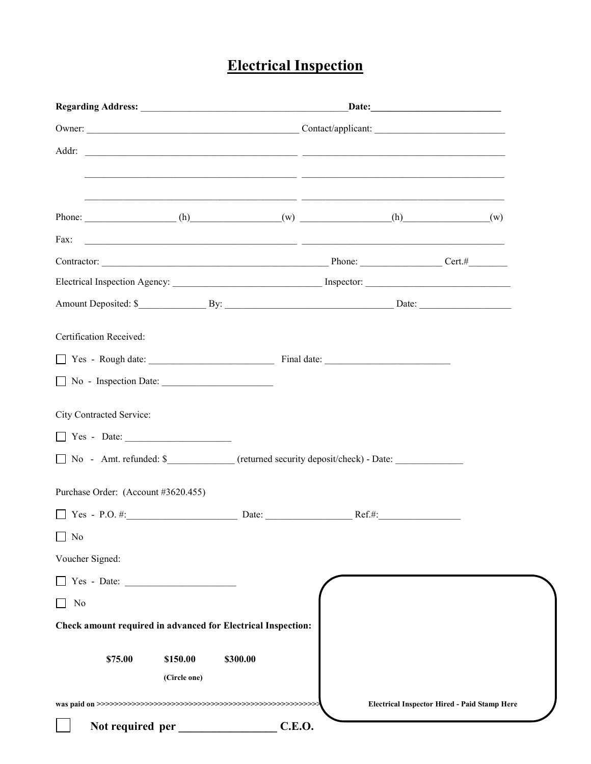# Electrical Inspection

**Regarding Address:** ___________________________________________ **Date:** ___________________________

Owner: ___________________________________________ Contact/applicant: ___________________________

Addr: ___________________________________________ ___________________________________________

___________________________________________ ___________________________________________

___________________________________________ ___________________________________________

Phone: ___________________ (h) ___________________ (w) ___________________ (h) ___________________ (w)

Fax: ___________________________________________ ___________________________________________

Contractor: ___________________________________________ Phone: _________________ Cert.# ________

Electrical Inspection Agency: _______________________________ Inspector: ______________________________

Amount Deposited: $ ______________ By: ___________________________________ Date: ___________________

Certification Received:

☐ Yes - Rough date: __________________________ Final date: __________________________

☐ No - Inspection Date: _______________________

City Contracted Service:

☐ Yes - Date: ______________________

☐ No - Amt. refunded: $ ______________ (returned security deposit/check) - Date: ______________

Purchase Order: (Account #3620.455)

☐ Yes - P.O. #: ______________________ Date: _________________ Ref.#: _________________

☐ No

Voucher Signed:

☐ Yes - Date: ______________________

☐ No

**Check amount required in advanced for Electrical Inspection:**

**$75.00** **$150.00** **$300.00**

**(Circle one)**

**was paid on >>>>>>>>>>>>>>>>>>>>>>>>>>>>>>>>>>>>>>>>>>>>>>>>>>>>>**

**Electrical Inspector Hired - Paid Stamp Here**

☐ **Not required per _________________ C.E.O.**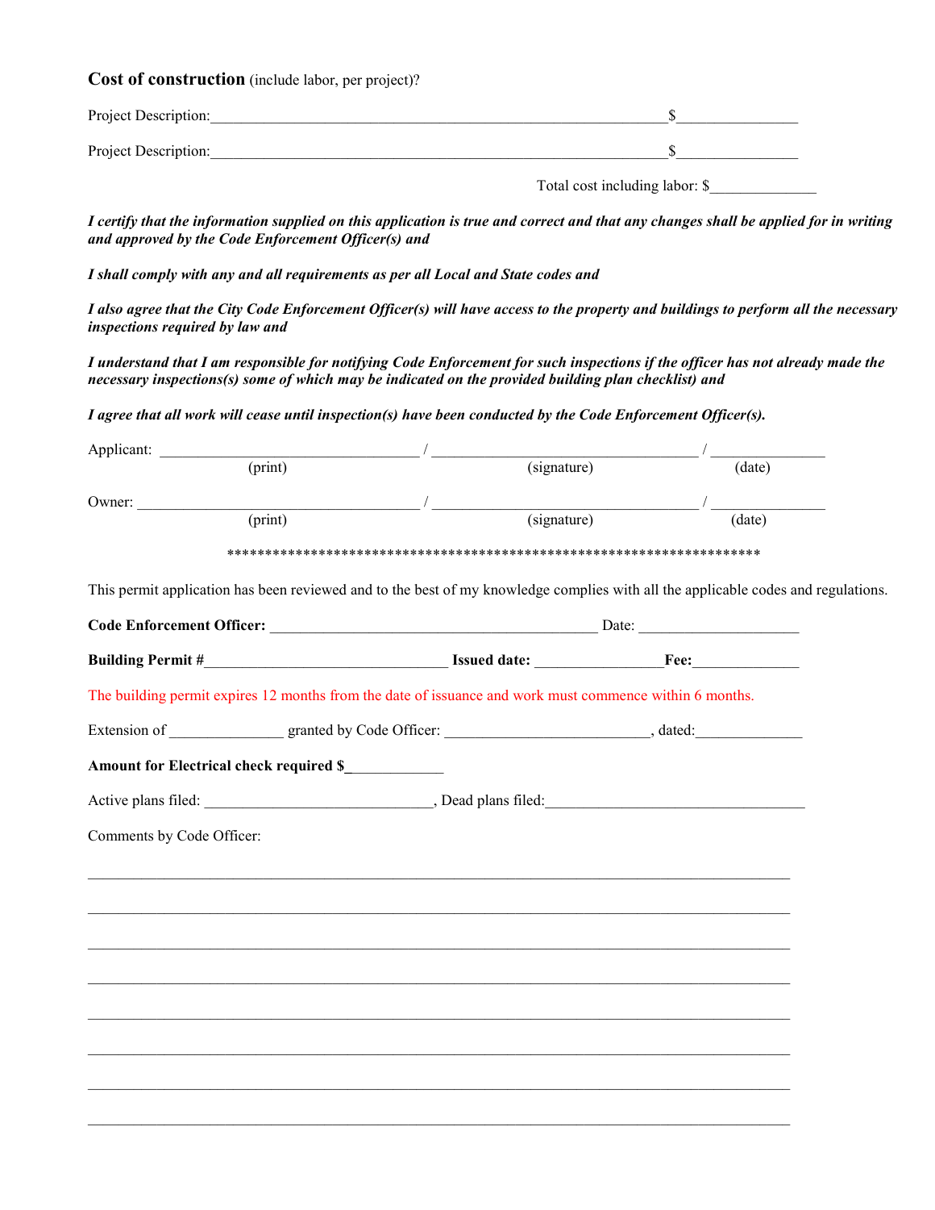**Cost of construction** (include labor, per project)?

Project Description:_____________________________________________________________$________________

Project Description:_____________________________________________________________$________________

Total cost including labor: $______________

***I certify that the information supplied on this application is true and correct and that any changes shall be applied for in writing and approved by the Code Enforcement Officer(s) and***

***I shall comply with any and all requirements as per all Local and State codes and***

***I also agree that the City Code Enforcement Officer(s) will have access to the property and buildings to perform all the necessary inspections required by law and***

***I understand that I am responsible for notifying Code Enforcement for such inspections if the officer has not already made the necessary inspections(s) some of which may be indicated on the provided building plan checklist) and***

***I agree that all work will cease until inspection(s) have been conducted by the Code Enforcement Officer(s).***

Applicant: ___________________________________ / ___________________________________ / _______________
(print) (signature) (date)

Owner: ______________________________________ / ___________________________________ / _______________
(print) (signature) (date)

************************************************************************

This permit application has been reviewed and to the best of my knowledge complies with all the applicable codes and regulations.

**Code Enforcement Officer:** ____________________________________________ Date: _____________________

**Building Permit #**________________________________ **Issued date:** _________________**Fee:**______________

The building permit expires 12 months from the date of issuance and work must commence within 6 months.

Extension of _______________ granted by Code Officer: ___________________________, dated:______________

**Amount for Electrical check required $**_____________

Active plans filed: ______________________________, Dead plans filed:__________________________________

Comments by Code Officer:

___________________________________________________________________________________________

___________________________________________________________________________________________

___________________________________________________________________________________________

___________________________________________________________________________________________

___________________________________________________________________________________________

___________________________________________________________________________________________

___________________________________________________________________________________________

___________________________________________________________________________________________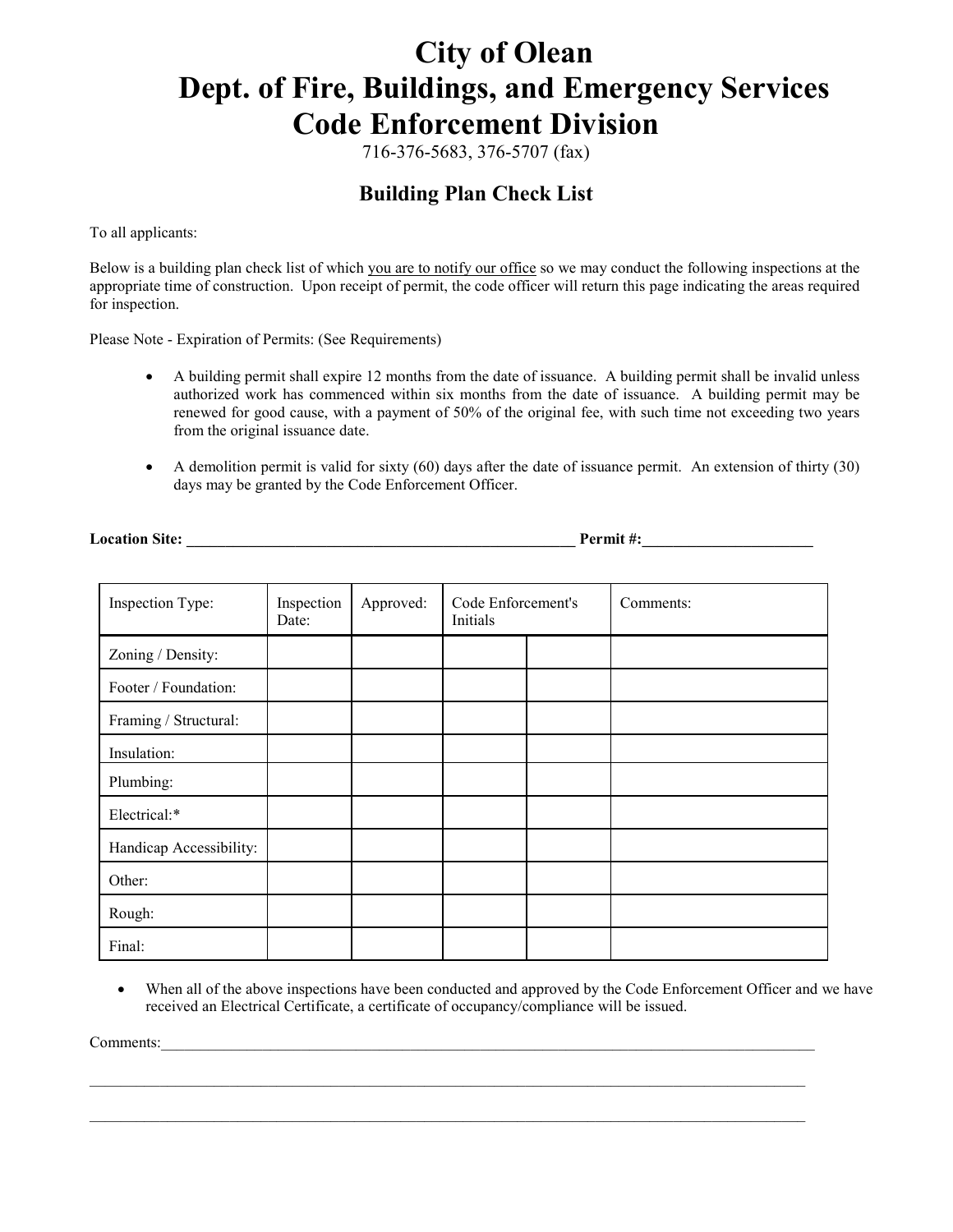# City of Olean
# Dept. of Fire, Buildings, and Emergency Services
# Code Enforcement Division

716-376-5683, 376-5707 (fax)

## Building Plan Check List

To all applicants:

Below is a building plan check list of which you are to notify our office so we may conduct the following inspections at the appropriate time of construction. Upon receipt of permit, the code officer will return this page indicating the areas required for inspection.

Please Note - Expiration of Permits: (See Requirements)

- A building permit shall expire 12 months from the date of issuance. A building permit shall be invalid unless authorized work has commenced within six months from the date of issuance. A building permit may be renewed for good cause, with a payment of 50% of the original fee, with such time not exceeding two years from the original issuance date.
- A demolition permit is valid for sixty (60) days after the date of issuance permit. An extension of thirty (30) days may be granted by the Code Enforcement Officer.

**Location Site:** _______________________________________________ **Permit #:**_____________________

| Inspection Type: | Inspection Date: | Approved: | Code Enforcement's Initials | | Comments: |
|---|---|---|---|---|---|
| Zoning / Density: | | | | | |
| Footer / Foundation: | | | | | |
| Framing / Structural: | | | | | |
| Insulation: | | | | | |
| Plumbing: | | | | | |
| Electrical:* | | | | | |
| Handicap Accessibility: | | | | | |
| Other: | | | | | |
| Rough: | | | | | |
| Final: | | | | | |

- When all of the above inspections have been conducted and approved by the Code Enforcement Officer and we have received an Electrical Certificate, a certificate of occupancy/compliance will be issued.

Comments:_____________________________________________________________________________________

_______________________________________________________________________________________________

_______________________________________________________________________________________________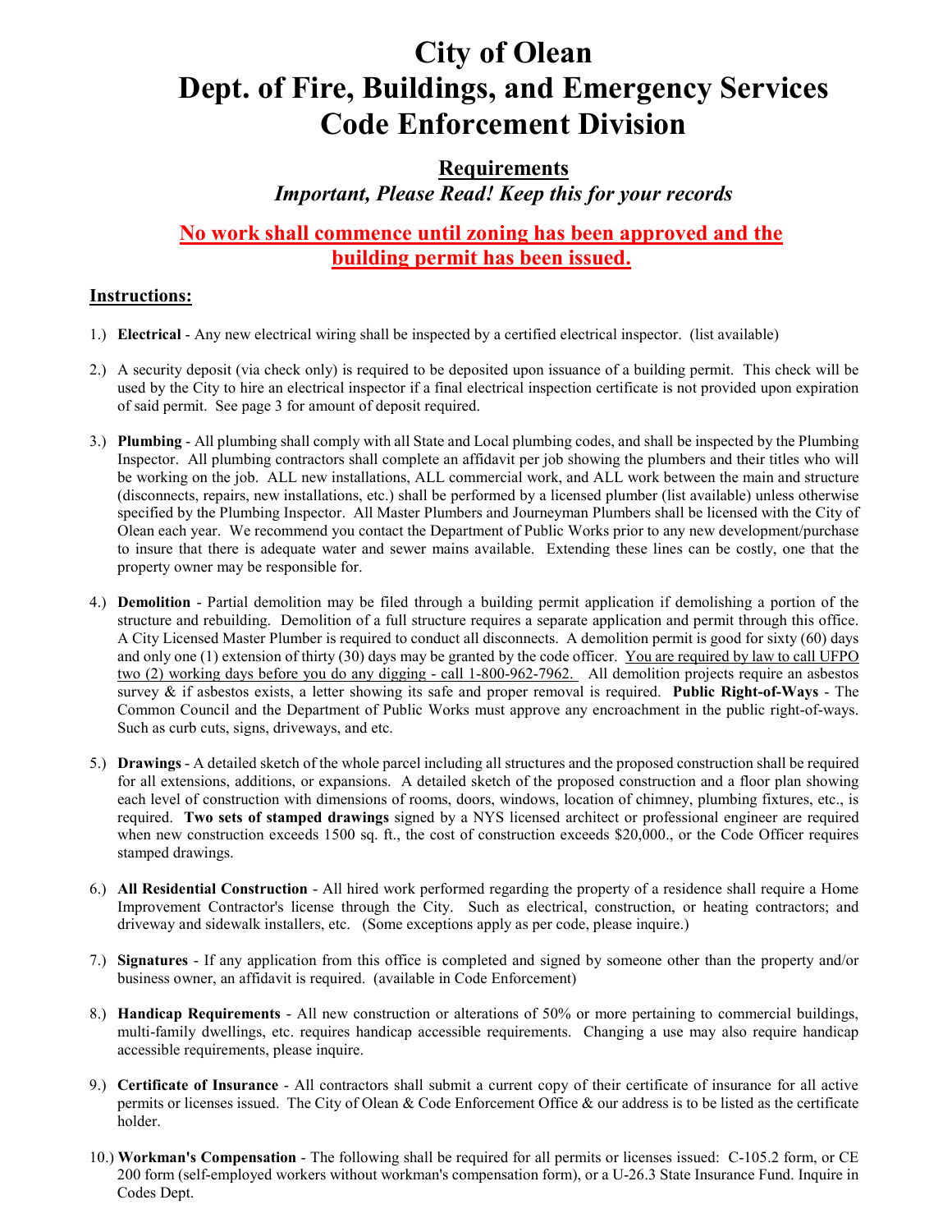# City of Olean
# Dept. of Fire, Buildings, and Emergency Services
# Code Enforcement Division

## Requirements

***Important, Please Read! Keep this for your records***

**No work shall commence until zoning has been approved and the building permit has been issued.**

### Instructions:

1.) **Electrical** - Any new electrical wiring shall be inspected by a certified electrical inspector. (list available)

2.) A security deposit (via check only) is required to be deposited upon issuance of a building permit. This check will be used by the City to hire an electrical inspector if a final electrical inspection certificate is not provided upon expiration of said permit. See page 3 for amount of deposit required.

3.) **Plumbing** - All plumbing shall comply with all State and Local plumbing codes, and shall be inspected by the Plumbing Inspector. All plumbing contractors shall complete an affidavit per job showing the plumbers and their titles who will be working on the job. ALL new installations, ALL commercial work, and ALL work between the main and structure (disconnects, repairs, new installations, etc.) shall be performed by a licensed plumber (list available) unless otherwise specified by the Plumbing Inspector. All Master Plumbers and Journeyman Plumbers shall be licensed with the City of Olean each year. We recommend you contact the Department of Public Works prior to any new development/purchase to insure that there is adequate water and sewer mains available. Extending these lines can be costly, one that the property owner may be responsible for.

4.) **Demolition** - Partial demolition may be filed through a building permit application if demolishing a portion of the structure and rebuilding. Demolition of a full structure requires a separate application and permit through this office. A City Licensed Master Plumber is required to conduct all disconnects. A demolition permit is good for sixty (60) days and only one (1) extension of thirty (30) days may be granted by the code officer. You are required by law to call UFPO two (2) working days before you do any digging - call 1-800-962-7962. All demolition projects require an asbestos survey & if asbestos exists, a letter showing its safe and proper removal is required. **Public Right-of-Ways** - The Common Council and the Department of Public Works must approve any encroachment in the public right-of-ways. Such as curb cuts, signs, driveways, and etc.

5.) **Drawings** - A detailed sketch of the whole parcel including all structures and the proposed construction shall be required for all extensions, additions, or expansions. A detailed sketch of the proposed construction and a floor plan showing each level of construction with dimensions of rooms, doors, windows, location of chimney, plumbing fixtures, etc., is required. **Two sets of stamped drawings** signed by a NYS licensed architect or professional engineer are required when new construction exceeds 1500 sq. ft., the cost of construction exceeds $20,000., or the Code Officer requires stamped drawings.

6.) **All Residential Construction** - All hired work performed regarding the property of a residence shall require a Home Improvement Contractor's license through the City. Such as electrical, construction, or heating contractors; and driveway and sidewalk installers, etc. (Some exceptions apply as per code, please inquire.)

7.) **Signatures** - If any application from this office is completed and signed by someone other than the property and/or business owner, an affidavit is required. (available in Code Enforcement)

8.) **Handicap Requirements** - All new construction or alterations of 50% or more pertaining to commercial buildings, multi-family dwellings, etc. requires handicap accessible requirements. Changing a use may also require handicap accessible requirements, please inquire.

9.) **Certificate of Insurance** - All contractors shall submit a current copy of their certificate of insurance for all active permits or licenses issued. The City of Olean & Code Enforcement Office & our address is to be listed as the certificate holder.

10.) **Workman's Compensation** - The following shall be required for all permits or licenses issued: C-105.2 form, or CE 200 form (self-employed workers without workman's compensation form), or a U-26.3 State Insurance Fund. Inquire in Codes Dept.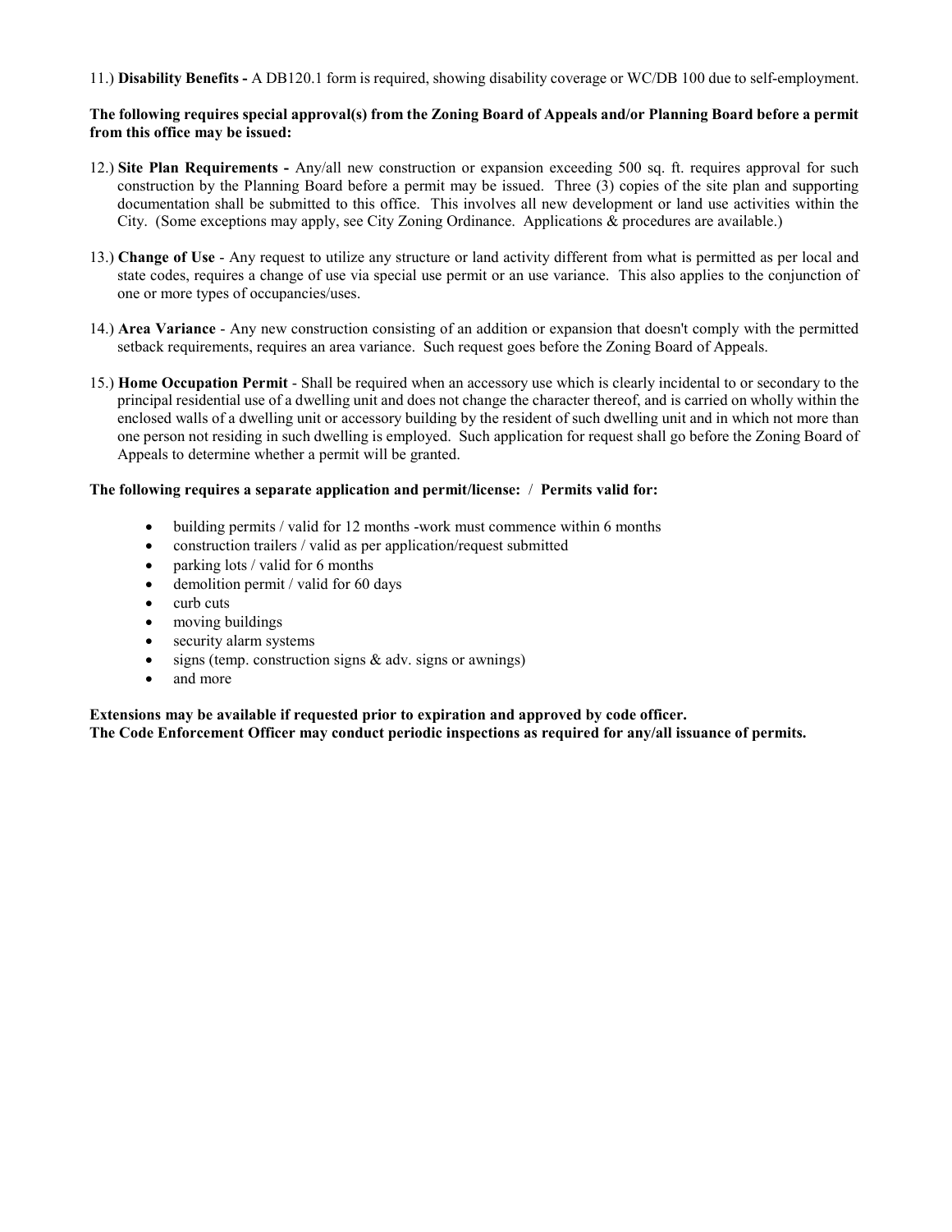11.) **Disability Benefits -** A DB120.1 form is required, showing disability coverage or WC/DB 100 due to self-employment.

**The following requires special approval(s) from the Zoning Board of Appeals and/or Planning Board before a permit from this office may be issued:**

12.) **Site Plan Requirements -** Any/all new construction or expansion exceeding 500 sq. ft. requires approval for such construction by the Planning Board before a permit may be issued. Three (3) copies of the site plan and supporting documentation shall be submitted to this office. This involves all new development or land use activities within the City. (Some exceptions may apply, see City Zoning Ordinance. Applications & procedures are available.)

13.) **Change of Use** - Any request to utilize any structure or land activity different from what is permitted as per local and state codes, requires a change of use via special use permit or an use variance. This also applies to the conjunction of one or more types of occupancies/uses.

14.) **Area Variance** - Any new construction consisting of an addition or expansion that doesn't comply with the permitted setback requirements, requires an area variance. Such request goes before the Zoning Board of Appeals.

15.) **Home Occupation Permit** - Shall be required when an accessory use which is clearly incidental to or secondary to the principal residential use of a dwelling unit and does not change the character thereof, and is carried on wholly within the enclosed walls of a dwelling unit or accessory building by the resident of such dwelling unit and in which not more than one person not residing in such dwelling is employed. Such application for request shall go before the Zoning Board of Appeals to determine whether a permit will be granted.

**The following requires a separate application and permit/license: / Permits valid for:**

- building permits / valid for 12 months -work must commence within 6 months
- construction trailers / valid as per application/request submitted
- parking lots / valid for 6 months
- demolition permit / valid for 60 days
- curb cuts
- moving buildings
- security alarm systems
- signs (temp. construction signs & adv. signs or awnings)
- and more

**Extensions may be available if requested prior to expiration and approved by code officer.**
**The Code Enforcement Officer may conduct periodic inspections as required for any/all issuance of permits.**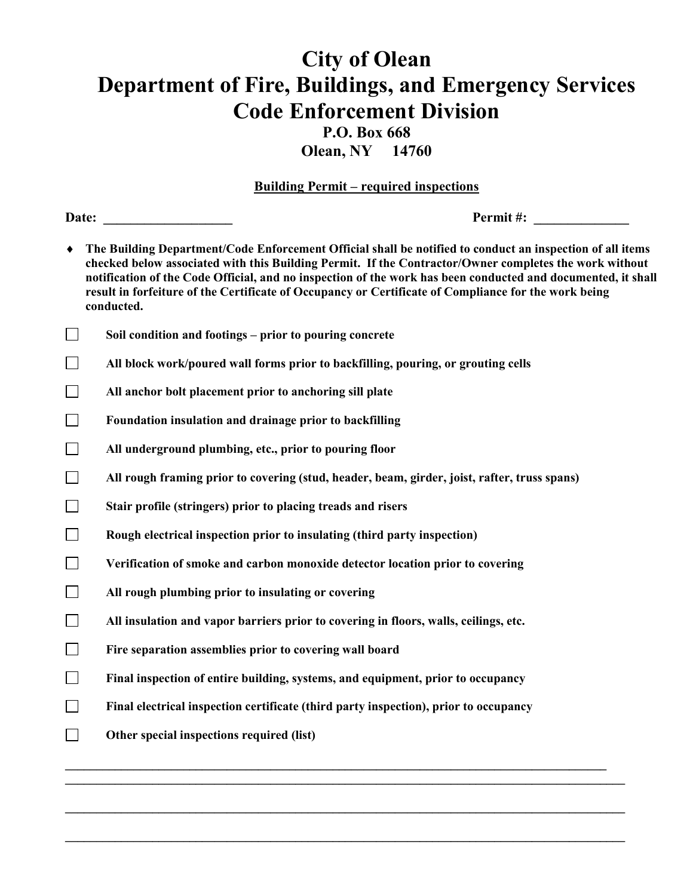# City of Olean
# Department of Fire, Buildings, and Emergency Services
# Code Enforcement Division

**P.O. Box 668**
**Olean, NY 14760**

**Building Permit – required inspections**

**Date:** ___________________ **Permit #:** ______________

- **The Building Department/Code Enforcement Official shall be notified to conduct an inspection of all items checked below associated with this Building Permit. If the Contractor/Owner completes the work without notification of the Code Official, and no inspection of the work has been conducted and documented, it shall result in forfeiture of the Certificate of Occupancy or Certificate of Compliance for the work being conducted.**

- [ ] **Soil condition and footings – prior to pouring concrete**
- [ ] **All block work/poured wall forms prior to backfilling, pouring, or grouting cells**
- [ ] **All anchor bolt placement prior to anchoring sill plate**
- [ ] **Foundation insulation and drainage prior to backfilling**
- [ ] **All underground plumbing, etc., prior to pouring floor**
- [ ] **All rough framing prior to covering (stud, header, beam, girder, joist, rafter, truss spans)**
- [ ] **Stair profile (stringers) prior to placing treads and risers**
- [ ] **Rough electrical inspection prior to insulating (third party inspection)**
- [ ] **Verification of smoke and carbon monoxide detector location prior to covering**
- [ ] **All rough plumbing prior to insulating or covering**
- [ ] **All insulation and vapor barriers prior to covering in floors, walls, ceilings, etc.**
- [ ] **Fire separation assemblies prior to covering wall board**
- [ ] **Final inspection of entire building, systems, and equipment, prior to occupancy**
- [ ] **Final electrical inspection certificate (third party inspection), prior to occupancy**
- [ ] **Other special inspections required (list)**

______________________________________________________________________________

______________________________________________________________________________

______________________________________________________________________________

______________________________________________________________________________